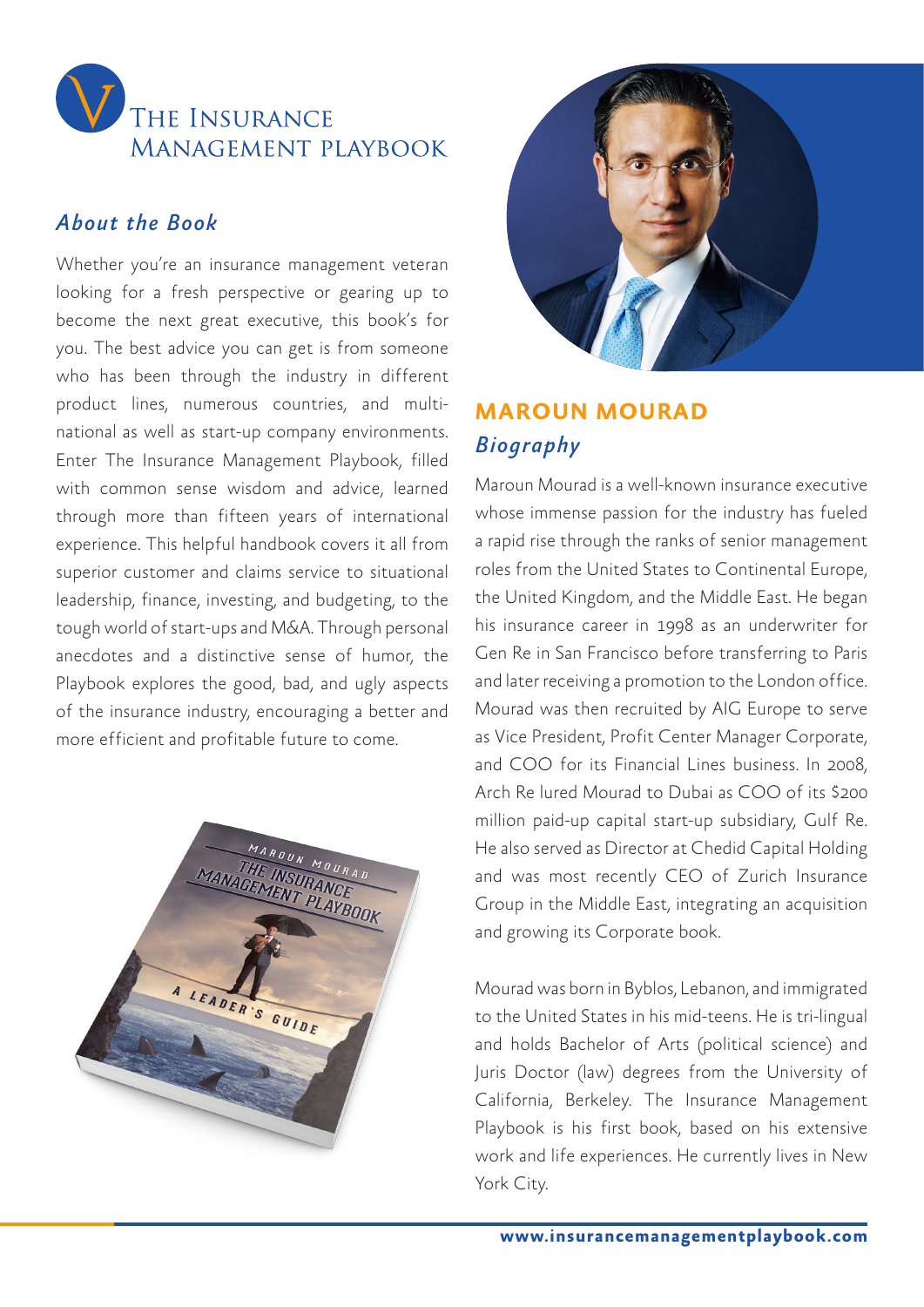# The Insurance Management Playbook

## *About the Book*

Whether you're an insurance management veteran looking for a fresh perspective or gearing up to become the next great executive, this book's for you. The best advice you can get is from someone who has been through the industry in different product lines, numerous countries, and multi-national as well as start-up company environments. Enter The Insurance Management Playbook, filled with common sense wisdom and advice, learned through more than fifteen years of international experience. This helpful handbook covers it all from superior customer and claims service to situational leadership, finance, investing, and budgeting, to the tough world of start-ups and M&A. Through personal anecdotes and a distinctive sense of humor, the Playbook explores the good, bad, and ugly aspects of the insurance industry, encouraging a better and more efficient and profitable future to come.

## MAROUN MOURAD

### *Biography*

Maroun Mourad is a well-known insurance executive whose immense passion for the industry has fueled a rapid rise through the ranks of senior management roles from the United States to Continental Europe, the United Kingdom, and the Middle East. He began his insurance career in 1998 as an underwriter for Gen Re in San Francisco before transferring to Paris and later receiving a promotion to the London office. Mourad was then recruited by AIG Europe to serve as Vice President, Profit Center Manager Corporate, and COO for its Financial Lines business. In 2008, Arch Re lured Mourad to Dubai as COO of its $200 million paid-up capital start-up subsidiary, Gulf Re. He also served as Director at Chedid Capital Holding and was most recently CEO of Zurich Insurance Group in the Middle East, integrating an acquisition and growing its Corporate book.

Mourad was born in Byblos, Lebanon, and immigrated to the United States in his mid-teens. He is tri-lingual and holds Bachelor of Arts (political science) and Juris Doctor (law) degrees from the University of California, Berkeley. The Insurance Management Playbook is his first book, based on his extensive work and life experiences. He currently lives in New York City.

**www.insurancemanagementplaybook.com**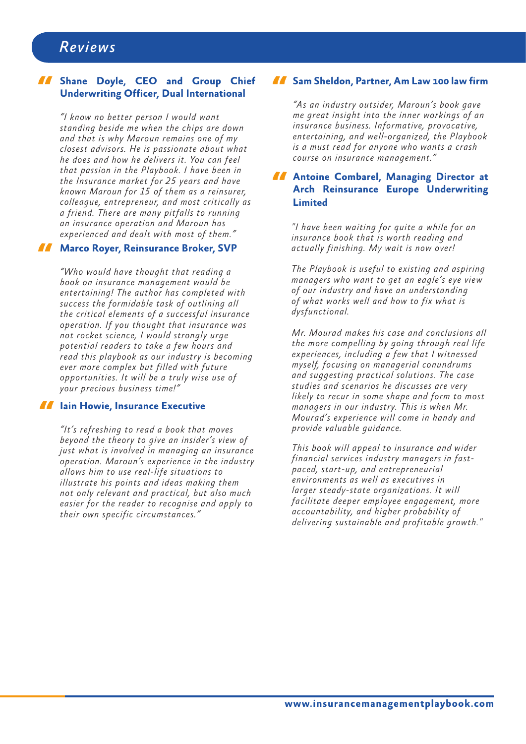# Reviews

### Shane Doyle, CEO and Group Chief Underwriting Officer, Dual International

*"I know no better person I would want standing beside me when the chips are down and that is why Maroun remains one of my closest advisors. He is passionate about what he does and how he delivers it. You can feel that passion in the Playbook. I have been in the Insurance market for 25 years and have known Maroun for 15 of them as a reinsurer, colleague, entrepreneur, and most critically as a friend. There are many pitfalls to running an insurance operation and Maroun has experienced and dealt with most of them."*

### Marco Royer, Reinsurance Broker, SVP

*"Who would have thought that reading a book on insurance management would be entertaining! The author has completed with success the formidable task of outlining all the critical elements of a successful insurance operation. If you thought that insurance was not rocket science, I would strongly urge potential readers to take a few hours and read this playbook as our industry is becoming ever more complex but filled with future opportunities. It will be a truly wise use of your precious business time!"*

### Iain Howie, Insurance Executive

*"It's refreshing to read a book that moves beyond the theory to give an insider's view of just what is involved in managing an insurance operation. Maroun's experience in the industry allows him to use real-life situations to illustrate his points and ideas making them not only relevant and practical, but also much easier for the reader to recognise and apply to their own specific circumstances."*

### Sam Sheldon, Partner, Am Law 100 law firm

*"As an industry outsider, Maroun's book gave me great insight into the inner workings of an insurance business. Informative, provocative, entertaining, and well-organized, the Playbook is a must read for anyone who wants a crash course on insurance management."*

### Antoine Combarel, Managing Director at Arch Reinsurance Europe Underwriting Limited

*"I have been waiting for quite a while for an insurance book that is worth reading and actually finishing. My wait is now over!*

*The Playbook is useful to existing and aspiring managers who want to get an eagle's eye view of our industry and have an understanding of what works well and how to fix what is dysfunctional.*

*Mr. Mourad makes his case and conclusions all the more compelling by going through real life experiences, including a few that I witnessed myself, focusing on managerial conundrums and suggesting practical solutions. The case studies and scenarios he discusses are very likely to recur in some shape and form to most managers in our industry. This is when Mr. Mourad's experience will come in handy and provide valuable guidance.*

*This book will appeal to insurance and wider financial services industry managers in fast-paced, start-up, and entrepreneurial environments as well as executives in larger steady-state organizations. It will facilitate deeper employee engagement, more accountability, and higher probability of delivering sustainable and profitable growth."*

**www.insurancemanagementplaybook.com**